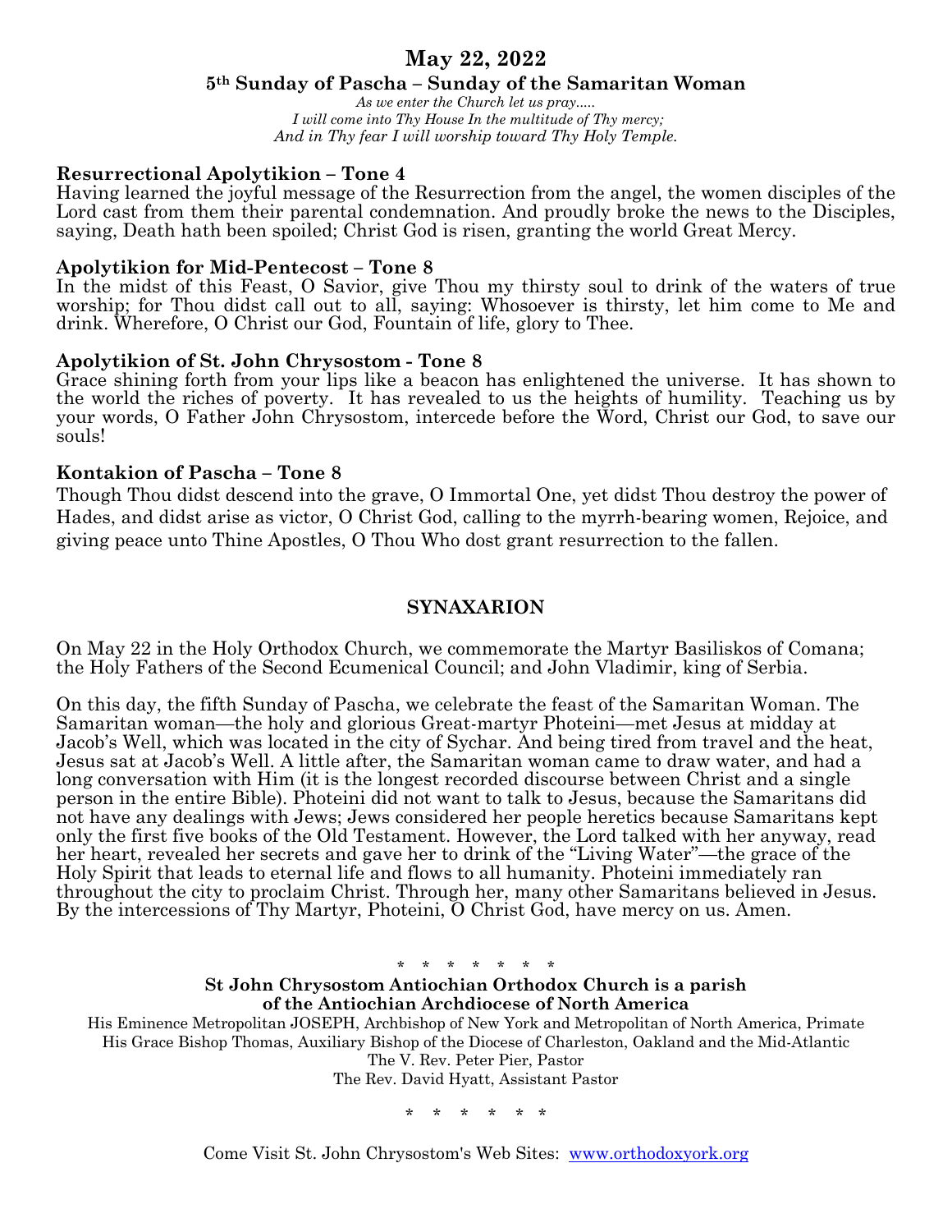# May 22, 2022

## 5th Sunday of Pascha – Sunday of the Samaritan Woman

*As we enter the Church let us pray.....*
*I will come into Thy House In the multitude of Thy mercy;*
*And in Thy fear I will worship toward Thy Holy Temple.*

**Resurrectional Apolytikion – Tone 4**
Having learned the joyful message of the Resurrection from the angel, the women disciples of the Lord cast from them their parental condemnation. And proudly broke the news to the Disciples, saying, Death hath been spoiled; Christ God is risen, granting the world Great Mercy.

**Apolytikion for Mid-Pentecost – Tone 8**
In the midst of this Feast, O Savior, give Thou my thirsty soul to drink of the waters of true worship; for Thou didst call out to all, saying: Whosoever is thirsty, let him come to Me and drink. Wherefore, O Christ our God, Fountain of life, glory to Thee.

**Apolytikion of St. John Chrysostom - Tone 8**
Grace shining forth from your lips like a beacon has enlightened the universe. It has shown to the world the riches of poverty. It has revealed to us the heights of humility. Teaching us by your words, O Father John Chrysostom, intercede before the Word, Christ our God, to save our souls!

**Kontakion of Pascha – Tone 8**
Though Thou didst descend into the grave, O Immortal One, yet didst Thou destroy the power of Hades, and didst arise as victor, O Christ God, calling to the myrrh-bearing women, Rejoice, and giving peace unto Thine Apostles, O Thou Who dost grant resurrection to the fallen.

## SYNAXARION

On May 22 in the Holy Orthodox Church, we commemorate the Martyr Basiliskos of Comana; the Holy Fathers of the Second Ecumenical Council; and John Vladimir, king of Serbia.

On this day, the fifth Sunday of Pascha, we celebrate the feast of the Samaritan Woman. The Samaritan woman—the holy and glorious Great-martyr Photeini—met Jesus at midday at Jacob's Well, which was located in the city of Sychar. And being tired from travel and the heat, Jesus sat at Jacob's Well. A little after, the Samaritan woman came to draw water, and had a long conversation with Him (it is the longest recorded discourse between Christ and a single person in the entire Bible). Photeini did not want to talk to Jesus, because the Samaritans did not have any dealings with Jews; Jews considered her people heretics because Samaritans kept only the first five books of the Old Testament. However, the Lord talked with her anyway, read her heart, revealed her secrets and gave her to drink of the "Living Water"—the grace of the Holy Spirit that leads to eternal life and flows to all humanity. Photeini immediately ran throughout the city to proclaim Christ. Through her, many other Samaritans believed in Jesus. By the intercessions of Thy Martyr, Photeini, O Christ God, have mercy on us. Amen.

\* \* \* \* \* \* \*

**St John Chrysostom Antiochian Orthodox Church is a parish of the Antiochian Archdiocese of North America**
His Eminence Metropolitan JOSEPH, Archbishop of New York and Metropolitan of North America, Primate
His Grace Bishop Thomas, Auxiliary Bishop of the Diocese of Charleston, Oakland and the Mid-Atlantic
The V. Rev. Peter Pier, Pastor
The Rev. David Hyatt, Assistant Pastor

\* \* \* \* \* \*

Come Visit St. John Chrysostom's Web Sites: [www.orthodoxyork.org](http://www.orthodoxyork.org)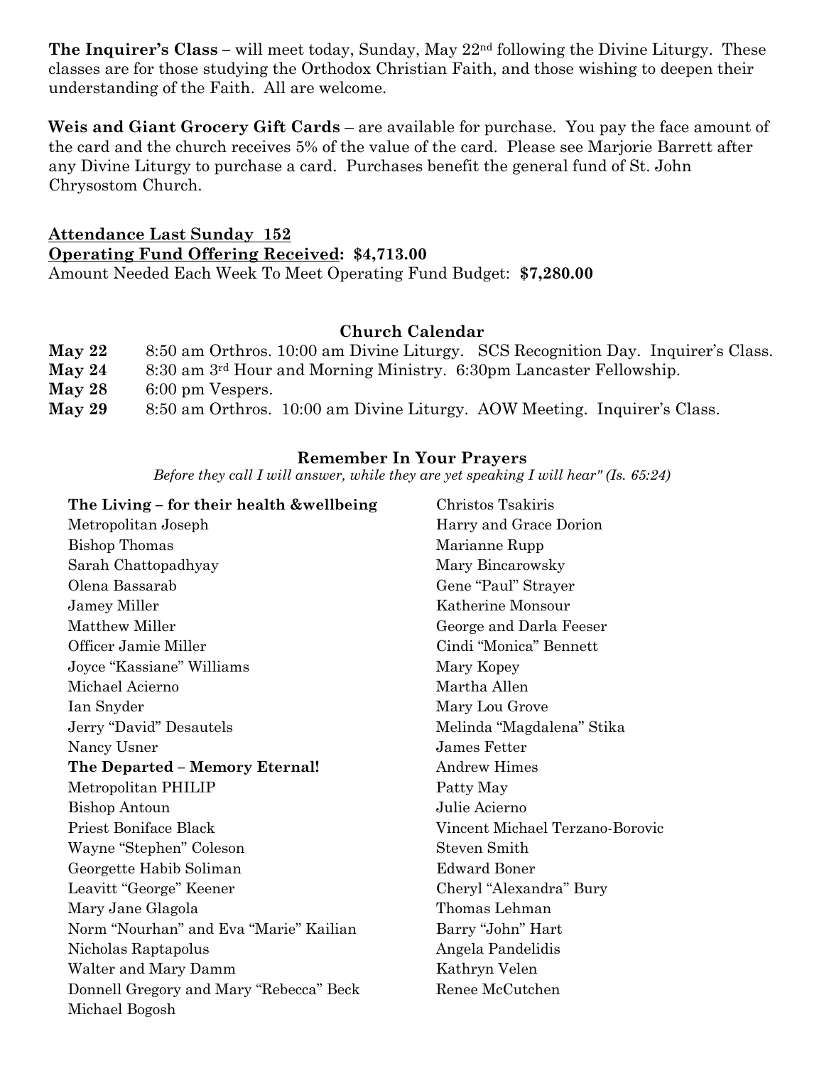**The Inquirer's Class** – will meet today, Sunday, May 22nd following the Divine Liturgy. These classes are for those studying the Orthodox Christian Faith, and those wishing to deepen their understanding of the Faith. All are welcome.

**Weis and Giant Grocery Gift Cards** – are available for purchase. You pay the face amount of the card and the church receives 5% of the value of the card. Please see Marjorie Barrett after any Divine Liturgy to purchase a card. Purchases benefit the general fund of St. John Chrysostom Church.

**Attendance Last Sunday 152**
**Operating Fund Offering Received: $4,713.00**
Amount Needed Each Week To Meet Operating Fund Budget: **$7,280.00**

### Church Calendar

| | |
|---|---|
| **May 22** | 8:50 am Orthros. 10:00 am Divine Liturgy. SCS Recognition Day. Inquirer's Class. |
| **May 24** | 8:30 am 3rd Hour and Morning Ministry. 6:30pm Lancaster Fellowship. |
| **May 28** | 6:00 pm Vespers. |
| **May 29** | 8:50 am Orthros. 10:00 am Divine Liturgy. AOW Meeting. Inquirer's Class. |

### Remember In Your Prayers

*Before they call I will answer, while they are yet speaking I will hear" (Is. 65:24)*

**The Living – for their health &wellbeing**
Metropolitan Joseph
Bishop Thomas
Sarah Chattopadhyay
Olena Bassarab
Jamey Miller
Matthew Miller
Officer Jamie Miller
Joyce "Kassiane" Williams
Michael Acierno
Ian Snyder
Jerry "David" Desautels
Nancy Usner

**The Departed – Memory Eternal!**
Metropolitan PHILIP
Bishop Antoun
Priest Boniface Black
Wayne "Stephen" Coleson
Georgette Habib Soliman
Leavitt "George" Keener
Mary Jane Glagola
Norm "Nourhan" and Eva "Marie" Kailian
Nicholas Raptapolus
Walter and Mary Damm
Donnell Gregory and Mary "Rebecca" Beck
Michael Bogosh
Christos Tsakiris
Harry and Grace Dorion
Marianne Rupp
Mary Bincarowsky
Gene "Paul" Strayer
Katherine Monsour
George and Darla Feeser
Cindi "Monica" Bennett
Mary Kopey
Martha Allen
Mary Lou Grove
Melinda "Magdalena" Stika
James Fetter
Andrew Himes
Patty May
Julie Acierno
Vincent Michael Terzano-Borovic
Steven Smith
Edward Boner
Cheryl "Alexandra" Bury
Thomas Lehman
Barry "John" Hart
Angela Pandelidis
Kathryn Velen
Renee McCutchen